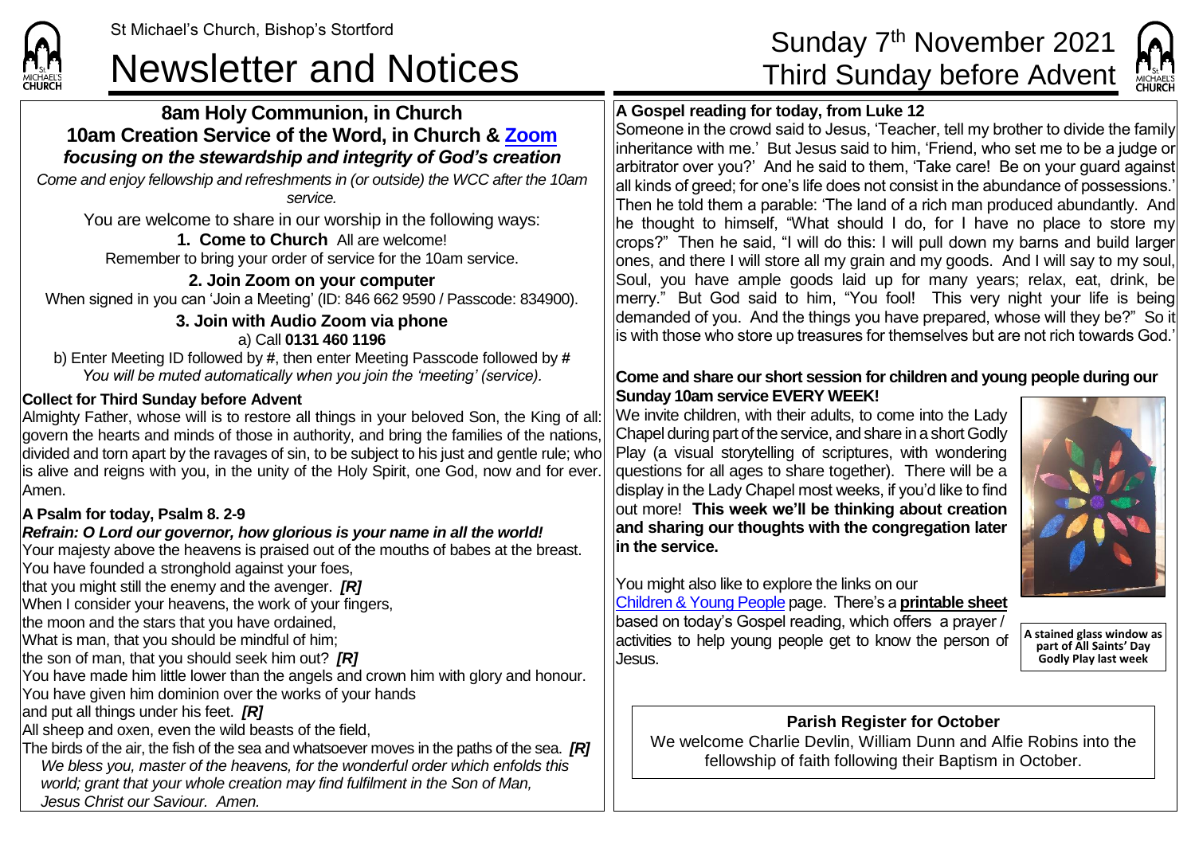St Michael's Church, Bishop's Stortford

# Newsletter and Notices

# Sunday 7th November 2021
# Third Sunday before Advent

## 8am Holy Communion, in Church
## 10am Creation Service of the Word, in Church & Zoom
### *focusing on the stewardship and integrity of God's creation*

*Come and enjoy fellowship and refreshments in (or outside) the WCC after the 10am service.*

You are welcome to share in our worship in the following ways:

**1. Come to Church** All are welcome!
Remember to bring your order of service for the 10am service.

**2. Join Zoom on your computer**
When signed in you can 'Join a Meeting' (ID: 846 662 9590 / Passcode: 834900).

**3. Join with Audio Zoom via phone**
a) Call **0131 460 1196**
b) Enter Meeting ID followed by **#**, then enter Meeting Passcode followed by **#**
*You will be muted automatically when you join the 'meeting' (service).*

**Collect for Third Sunday before Advent**

Almighty Father, whose will is to restore all things in your beloved Son, the King of all: govern the hearts and minds of those in authority, and bring the families of the nations, divided and torn apart by the ravages of sin, to be subject to his just and gentle rule; who is alive and reigns with you, in the unity of the Holy Spirit, one God, now and for ever. Amen.

**A Psalm for today, Psalm 8. 2-9**

***Refrain: O Lord our governor, how glorious is your name in all the world!***

Your majesty above the heavens is praised out of the mouths of babes at the breast.
You have founded a stronghold against your foes,
that you might still the enemy and the avenger. ***[R]***
When I consider your heavens, the work of your fingers,
the moon and the stars that you have ordained,
What is man, that you should be mindful of him;
the son of man, that you should seek him out? ***[R]***
You have made him little lower than the angels and crown him with glory and honour.
You have given him dominion over the works of your hands
and put all things under his feet. ***[R]***
All sheep and oxen, even the wild beasts of the field,
The birds of the air, the fish of the sea and whatsoever moves in the paths of the sea. ***[R]***

*We bless you, master of the heavens, for the wonderful order which enfolds this world; grant that your whole creation may find fulfilment in the Son of Man, Jesus Christ our Saviour. Amen.*

**A Gospel reading for today, from Luke 12**

Someone in the crowd said to Jesus, 'Teacher, tell my brother to divide the family inheritance with me.' But Jesus said to him, 'Friend, who set me to be a judge or arbitrator over you?' And he said to them, 'Take care! Be on your guard against all kinds of greed; for one's life does not consist in the abundance of possessions.' Then he told them a parable: 'The land of a rich man produced abundantly. And he thought to himself, "What should I do, for I have no place to store my crops?" Then he said, "I will do this: I will pull down my barns and build larger ones, and there I will store all my grain and my goods. And I will say to my soul, Soul, you have ample goods laid up for many years; relax, eat, drink, be merry." But God said to him, "You fool! This very night your life is being demanded of you. And the things you have prepared, whose will they be?" So it is with those who store up treasures for themselves but are not rich towards God.'

**Come and share our short session for children and young people during our Sunday 10am service EVERY WEEK!**

We invite children, with their adults, to come into the Lady Chapel during part of the service, and share in a short Godly Play (a visual storytelling of scriptures, with wondering questions for all ages to share together). There will be a display in the Lady Chapel most weeks, if you'd like to find out more! **This week we'll be thinking about creation and sharing our thoughts with the congregation later in the service.**

You might also like to explore the links on our Children & Young People page. There's a **printable sheet** based on today's Gospel reading, which offers a prayer / activities to help young people get to know the person of Jesus.

**A stained glass window as part of All Saints' Day Godly Play last week**

**Parish Register for October**

We welcome Charlie Devlin, William Dunn and Alfie Robins into the fellowship of faith following their Baptism in October.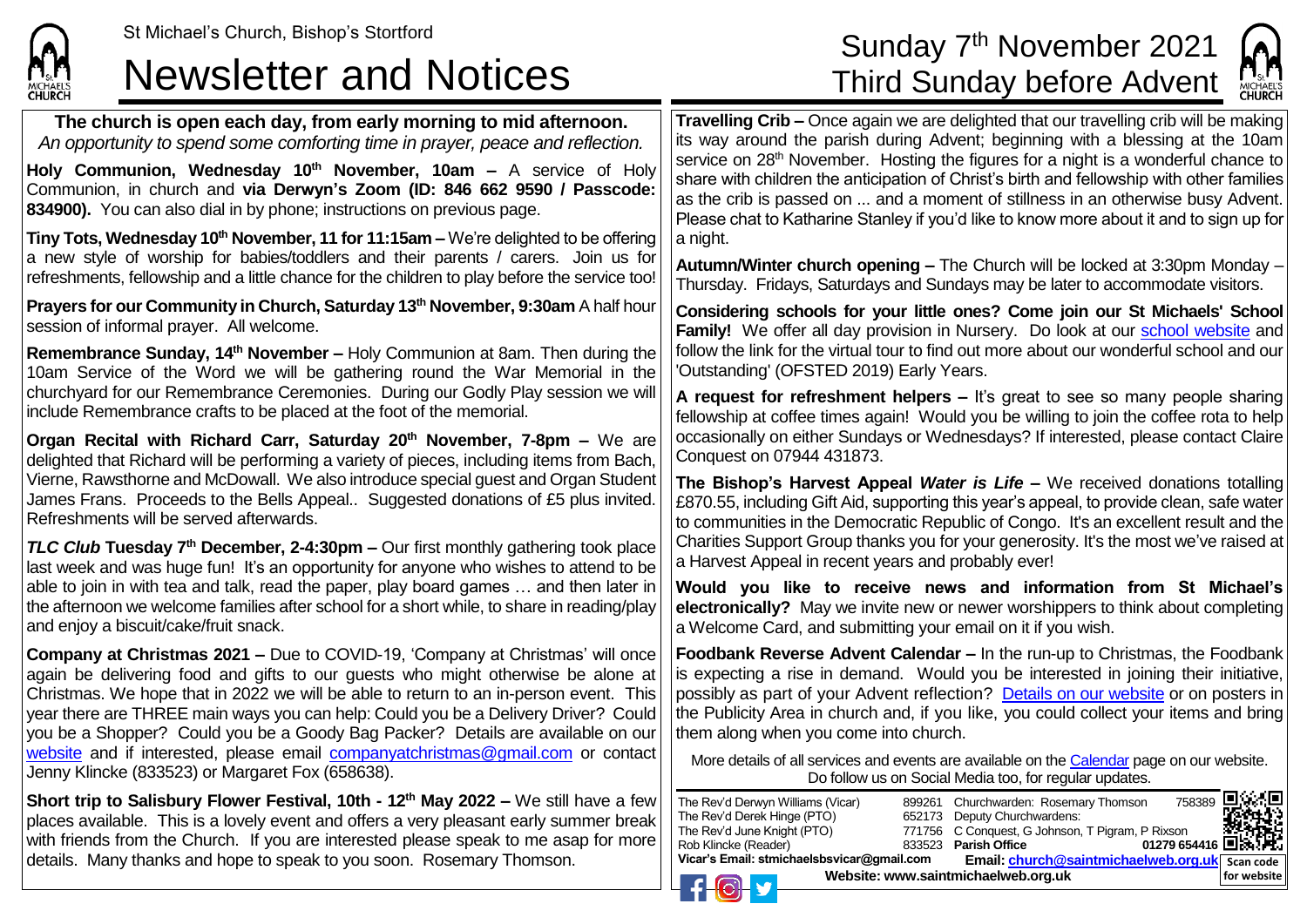St Michael's Church, Bishop's Stortford

# Newsletter and Notices

## Sunday 7th November 2021
## Third Sunday before Advent

**The church is open each day, from early morning to mid afternoon.**
*An opportunity to spend some comforting time in prayer, peace and reflection.*

**Holy Communion, Wednesday 10th November, 10am –** A service of Holy Communion, in church and **via Derwyn's Zoom (ID: 846 662 9590 / Passcode: 834900).** You can also dial in by phone; instructions on previous page.

**Tiny Tots, Wednesday 10th November, 11 for 11:15am –** We're delighted to be offering a new style of worship for babies/toddlers and their parents / carers. Join us for refreshments, fellowship and a little chance for the children to play before the service too!

**Prayers for our Community in Church, Saturday 13th November, 9:30am** A half hour session of informal prayer. All welcome.

**Remembrance Sunday, 14th November –** Holy Communion at 8am. Then during the 10am Service of the Word we will be gathering round the War Memorial in the churchyard for our Remembrance Ceremonies. During our Godly Play session we will include Remembrance crafts to be placed at the foot of the memorial.

**Organ Recital with Richard Carr, Saturday 20th November, 7-8pm –** We are delighted that Richard will be performing a variety of pieces, including items from Bach, Vierne, Rawsthorne and McDowall. We also introduce special guest and Organ Student James Frans. Proceeds to the Bells Appeal.. Suggested donations of £5 plus invited. Refreshments will be served afterwards.

***TLC Club* Tuesday 7th December, 2-4:30pm –** Our first monthly gathering took place last week and was huge fun! It's an opportunity for anyone who wishes to attend to be able to join in with tea and talk, read the paper, play board games … and then later in the afternoon we welcome families after school for a short while, to share in reading/play and enjoy a biscuit/cake/fruit snack.

**Company at Christmas 2021 –** Due to COVID-19, 'Company at Christmas' will once again be delivering food and gifts to our guests who might otherwise be alone at Christmas. We hope that in 2022 we will be able to return to an in-person event. This year there are THREE main ways you can help: Could you be a Delivery Driver? Could you be a Shopper? Could you be a Goody Bag Packer? Details are available on our website and if interested, please email companyatchristmas@gmail.com or contact Jenny Klincke (833523) or Margaret Fox (658638).

**Short trip to Salisbury Flower Festival, 10th - 12th May 2022 –** We still have a few places available. This is a lovely event and offers a very pleasant early summer break with friends from the Church. If you are interested please speak to me asap for more details. Many thanks and hope to speak to you soon. Rosemary Thomson.

**Travelling Crib –** Once again we are delighted that our travelling crib will be making its way around the parish during Advent; beginning with a blessing at the 10am service on 28th November. Hosting the figures for a night is a wonderful chance to share with children the anticipation of Christ's birth and fellowship with other families as the crib is passed on ... and a moment of stillness in an otherwise busy Advent. Please chat to Katharine Stanley if you'd like to know more about it and to sign up for a night.

**Autumn/Winter church opening –** The Church will be locked at 3:30pm Monday – Thursday. Fridays, Saturdays and Sundays may be later to accommodate visitors.

**Considering schools for your little ones? Come join our St Michaels' School Family!** We offer all day provision in Nursery. Do look at our school website and follow the link for the virtual tour to find out more about our wonderful school and our 'Outstanding' (OFSTED 2019) Early Years.

**A request for refreshment helpers –** It's great to see so many people sharing fellowship at coffee times again! Would you be willing to join the coffee rota to help occasionally on either Sundays or Wednesdays? If interested, please contact Claire Conquest on 07944 431873.

**The Bishop's Harvest Appeal *Water is Life* –** We received donations totalling £870.55, including Gift Aid, supporting this year's appeal, to provide clean, safe water to communities in the Democratic Republic of Congo. It's an excellent result and the Charities Support Group thanks you for your generosity. It's the most we've raised at a Harvest Appeal in recent years and probably ever!

**Would you like to receive news and information from St Michael's electronically?** May we invite new or newer worshippers to think about completing a Welcome Card, and submitting your email on it if you wish.

**Foodbank Reverse Advent Calendar –** In the run-up to Christmas, the Foodbank is expecting a rise in demand. Would you be interested in joining their initiative, possibly as part of your Advent reflection? Details on our website or on posters in the Publicity Area in church and, if you like, you could collect your items and bring them along when you come into church.

More details of all services and events are available on the Calendar page on our website. Do follow us on Social Media too, for regular updates.

| | | | |
|---|---|---|---|
| The Rev'd Derwyn Williams (Vicar) | 899261 | Churchwarden: Rosemary Thomson | 758389 |
| The Rev'd Derek Hinge (PTO) | 652173 | Deputy Churchwardens: | |
| The Rev'd June Knight (PTO) | 771756 | C Conquest, G Johnson, T Pigram, P Rixson | |
| Rob Klincke (Reader) | 833523 | **Parish Office** | 01279 654416 |

**Vicar's Email: stmichaelsbsvicar@gmail.com** **Email: church@saintmichaelweb.org.uk**

**Website: www.saintmichaelweb.org.uk**

Scan code for website